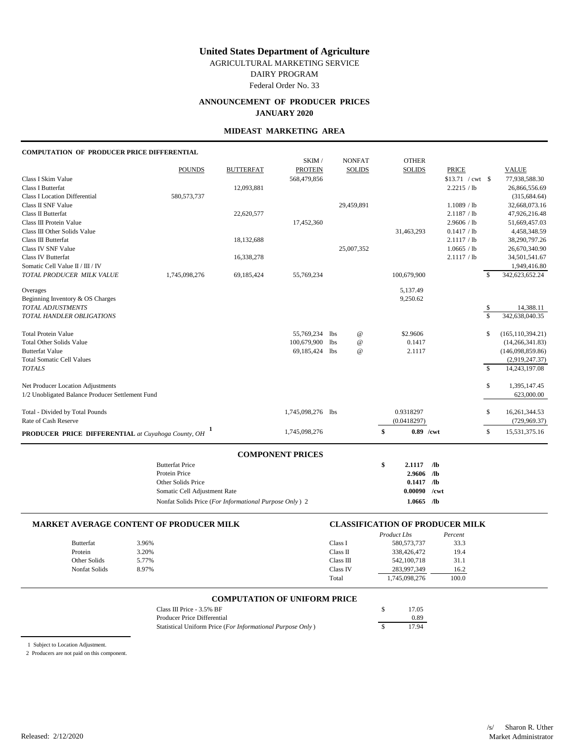# United States Department of Agriculture

AGRICULTURAL MARKETING SERVICE

DAIRY PROGRAM

Federal Order No. 33

## ANNOUNCEMENT OF PRODUCER PRICES
## JANUARY 2020

### MIDEAST MARKETING AREA

**COMPUTATION OF PRODUCER PRICE DIFFERENTIAL**

| | POUNDS | BUTTERFAT | SKIM / PROTEIN | NONFAT SOLIDS | OTHER SOLIDS | PRICE | VALUE |
|---|---|---|---|---|---|---|---|
| Class I Skim Value | | | 568,479,856 | | | $13.71 / cwt | $ 77,938,588.30 |
| Class I Butterfat | | 12,093,881 | | | | 2.2215 / lb | 26,866,556.69 |
| Class I Location Differential | 580,573,737 | | | | | | (315,684.64) |
| Class II SNF Value | | | | 29,459,891 | | 1.1089 / lb | 32,668,073.16 |
| Class II Butterfat | | 22,620,577 | | | | 2.1187 / lb | 47,926,216.48 |
| Class III Protein Value | | | 17,452,360 | | | 2.9606 / lb | 51,669,457.03 |
| Class III Other Solids Value | | | | | 31,463,293 | 0.1417 / lb | 4,458,348.59 |
| Class III Butterfat | | 18,132,688 | | | | 2.1117 / lb | 38,290,797.26 |
| Class IV SNF Value | | | | 25,007,352 | | 1.0665 / lb | 26,670,340.90 |
| Class IV Butterfat | | 16,338,278 | | | | 2.1117 / lb | 34,501,541.67 |
| Somatic Cell Value II / III / IV | | | | | | | 1,949,416.80 |
| *TOTAL PRODUCER MILK VALUE* | 1,745,098,276 | 69,185,424 | 55,769,234 | | 100,679,900 | | $ 342,623,652.24 |
| Overages | | | | | 5,137.49 | | |
| Beginning Inventory & OS Charges | | | | | 9,250.62 | | |
| *TOTAL ADJUSTMENTS* | | | | | | | $ 14,388.11 |
| *TOTAL HANDLER OBLIGATIONS* | | | | | | | $ 342,638,040.35 |
| Total Protein Value | | | 55,769,234 lbs | @ | $2.9606 | | $ (165,110,394.21) |
| Total Other Solids Value | | | 100,679,900 lbs | @ | 0.1417 | | (14,266,341.83) |
| Butterfat Value | | | 69,185,424 lbs | @ | 2.1117 | | (146,098,859.86) |
| Total Somatic Cell Values | | | | | | | (2,919,247.37) |
| *TOTALS* | | | | | | | $ 14,243,197.08 |
| Net Producer Location Adjustments | | | | | | | $ 1,395,147.45 |
| 1/2 Unobligated Balance Producer Settlement Fund | | | | | | | 623,000.00 |
| Total - Divided by Total Pounds | | | 1,745,098,276 lbs | | 0.9318297 | | $ 16,261,344.53 |
| Rate of Cash Reserve | | | | | (0.0418297) | | (729,969.37) |
| **PRODUCER PRICE DIFFERENTIAL** *at Cuyahoga County, OH* [1] | | | 1,745,098,276 | | $ **0.89** /cwt | | $ 15,531,375.16 |

### COMPONENT PRICES

| | |
|---|---|
| Butterfat Price | $ **2.1117 /lb** |
| Protein Price | **2.9606 /lb** |
| Other Solids Price | **0.1417 /lb** |
| Somatic Cell Adjustment Rate | **0.00090 /cwt** |
| Nonfat Solids Price (*For Informational Purpose Only*) 2 | **1.0665 /lb** |

### MARKET AVERAGE CONTENT OF PRODUCER MILK

| | |
|---|---|
| Butterfat | 3.96% |
| Protein | 3.20% |
| Other Solids | 5.77% |
| Nonfat Solids | 8.97% |

### CLASSIFICATION OF PRODUCER MILK

| | *Product Lbs* | *Percent* |
|---|---|---|
| Class I | 580,573,737 | 33.3 |
| Class II | 338,426,472 | 19.4 |
| Class III | 542,100,718 | 31.1 |
| Class IV | 283,997,349 | 16.2 |
| Total | 1,745,098,276 | 100.0 |

### COMPUTATION OF UNIFORM PRICE

| | |
|---|---|
| Class III Price - 3.5% BF | $ 17.05 |
| Producer Price Differential | 0.89 |
| Statistical Uniform Price (*For Informational Purpose Only*) | $ 17.94 |

1 Subject to Location Adjustment.

2 Producers are not paid on this component.

Released: 2/12/2020

/s/ Sharon R. Uther
Market Administrator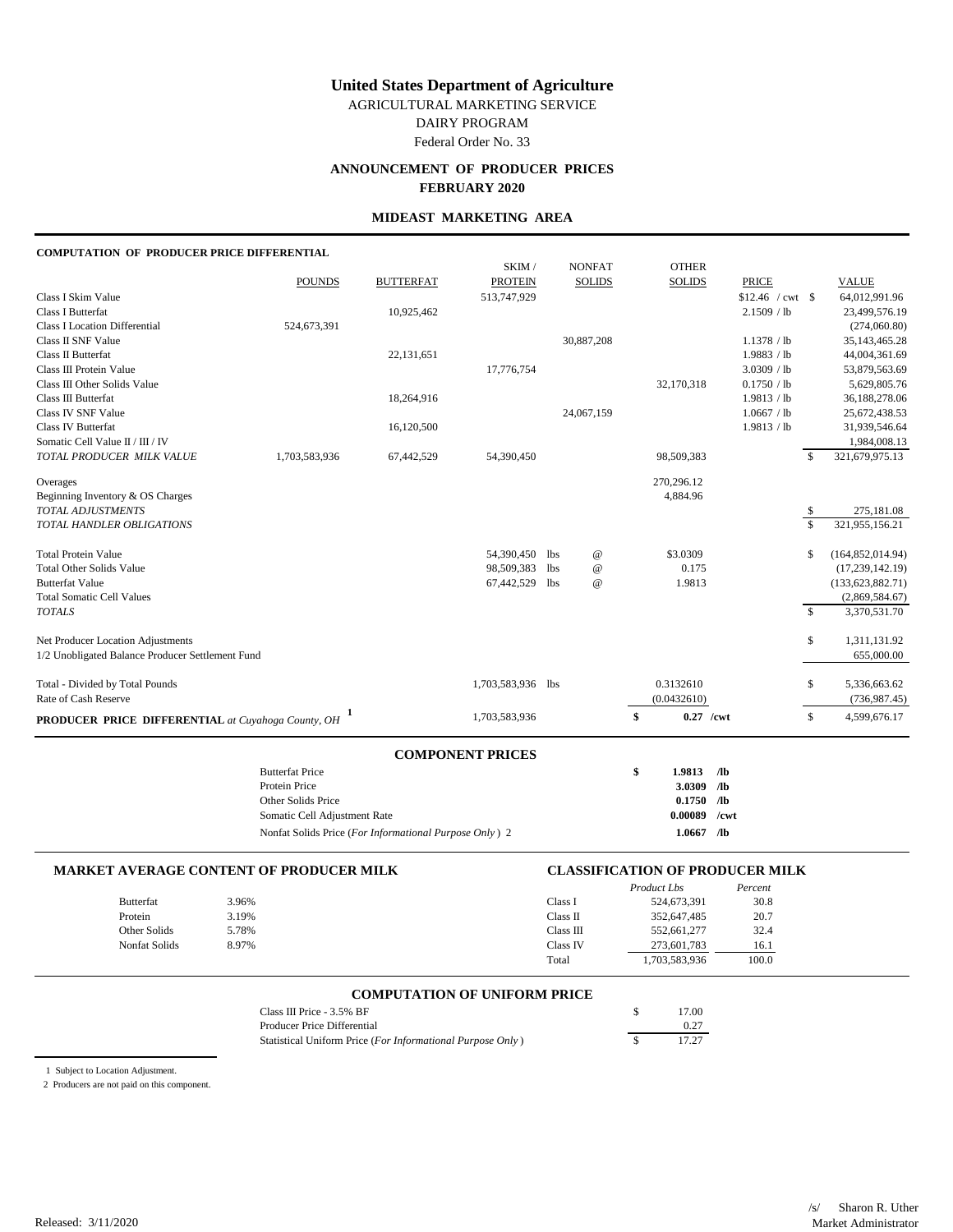# United States Department of Agriculture

AGRICULTURAL MARKETING SERVICE

DAIRY PROGRAM

Federal Order No. 33

## ANNOUNCEMENT OF PRODUCER PRICES
## FEBRUARY 2020

### MIDEAST MARKETING AREA

**COMPUTATION OF PRODUCER PRICE DIFFERENTIAL**

| | POUNDS | BUTTERFAT | SKIM / PROTEIN | NONFAT SOLIDS | OTHER SOLIDS | PRICE | VALUE |
|---|---|---|---|---|---|---|---|
| Class I Skim Value | | | 513,747,929 | | | $12.46 / cwt | $ 64,012,991.96 |
| Class I Butterfat | | 10,925,462 | | | | 2.1509 / lb | 23,499,576.19 |
| Class I Location Differential | 524,673,391 | | | | | | (274,060.80) |
| Class II SNF Value | | | | 30,887,208 | | 1.1378 / lb | 35,143,465.28 |
| Class II Butterfat | | 22,131,651 | | | | 1.9883 / lb | 44,004,361.69 |
| Class III Protein Value | | | 17,776,754 | | | 3.0309 / lb | 53,879,563.69 |
| Class III Other Solids Value | | | | | 32,170,318 | 0.1750 / lb | 5,629,805.76 |
| Class III Butterfat | | 18,264,916 | | | | 1.9813 / lb | 36,188,278.06 |
| Class IV SNF Value | | | | 24,067,159 | | 1.0667 / lb | 25,672,438.53 |
| Class IV Butterfat | | 16,120,500 | | | | 1.9813 / lb | 31,939,546.64 |
| Somatic Cell Value II / III / IV | | | | | | | 1,984,008.13 |
| *TOTAL PRODUCER MILK VALUE* | 1,703,583,936 | 67,442,529 | 54,390,450 | | 98,509,383 | | $ 321,679,975.13 |
| Overages | | | | | 270,296.12 | | |
| Beginning Inventory & OS Charges | | | | | 4,884.96 | | |
| *TOTAL ADJUSTMENTS* | | | | | | | $ 275,181.08 |
| *TOTAL HANDLER OBLIGATIONS* | | | | | | | $ 321,955,156.21 |
| Total Protein Value | | | 54,390,450 lbs | @ | $3.0309 | | $ (164,852,014.94) |
| Total Other Solids Value | | | 98,509,383 lbs | @ | 0.175 | | (17,239,142.19) |
| Butterfat Value | | | 67,442,529 lbs | @ | 1.9813 | | (133,623,882.71) |
| Total Somatic Cell Values | | | | | | | (2,869,584.67) |
| *TOTALS* | | | | | | | $ 3,370,531.70 |
| Net Producer Location Adjustments | | | | | | | $ 1,311,131.92 |
| 1/2 Unobligated Balance Producer Settlement Fund | | | | | | | 655,000.00 |
| Total - Divided by Total Pounds | | | 1,703,583,936 lbs | | 0.3132610 | | $ 5,336,663.62 |
| Rate of Cash Reserve | | | | | (0.0432610) | | (736,987.45) |
| **PRODUCER PRICE DIFFERENTIAL** *at Cuyahoga County, OH* [1] | | | 1,703,583,936 | | $ **0.27 /cwt** | | $ 4,599,676.17 |

### COMPONENT PRICES

| | |
|---|---|
| Butterfat Price | **$ 1.9813 /lb** |
| Protein Price | **3.0309 /lb** |
| Other Solids Price | **0.1750 /lb** |
| Somatic Cell Adjustment Rate | **0.00089 /cwt** |
| Nonfat Solids Price (*For Informational Purpose Only*) 2 | **1.0667 /lb** |

### MARKET AVERAGE CONTENT OF PRODUCER MILK

| | |
|---|---|
| Butterfat | 3.96% |
| Protein | 3.19% |
| Other Solids | 5.78% |
| Nonfat Solids | 8.97% |

### CLASSIFICATION OF PRODUCER MILK

| | *Product Lbs* | *Percent* |
|---|---|---|
| Class I | 524,673,391 | 30.8 |
| Class II | 352,647,485 | 20.7 |
| Class III | 552,661,277 | 32.4 |
| Class IV | 273,601,783 | 16.1 |
| Total | 1,703,583,936 | 100.0 |

### COMPUTATION OF UNIFORM PRICE

| | |
|---|---|
| Class III Price - 3.5% BF | $ 17.00 |
| Producer Price Differential | 0.27 |
| Statistical Uniform Price (*For Informational Purpose Only*) | $ 17.27 |

1 Subject to Location Adjustment.

2 Producers are not paid on this component.

Released: 3/11/2020

/s/ Sharon R. Uther
Market Administrator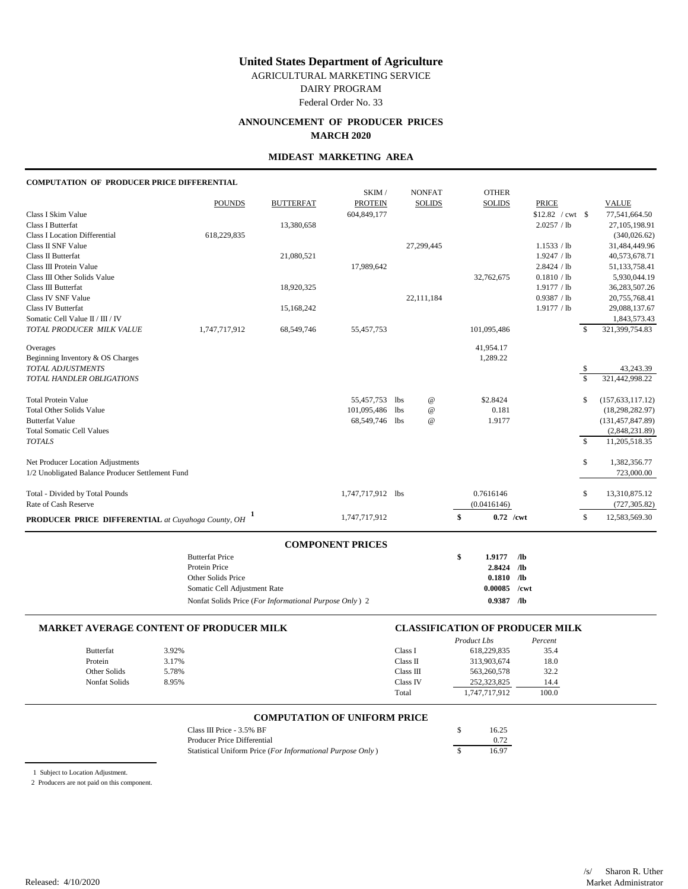# United States Department of Agriculture

AGRICULTURAL MARKETING SERVICE

DAIRY PROGRAM

Federal Order No. 33

## ANNOUNCEMENT OF PRODUCER PRICES
## MARCH 2020

### MIDEAST MARKETING AREA

**COMPUTATION OF PRODUCER PRICE DIFFERENTIAL**

| | POUNDS | BUTTERFAT | SKIM / PROTEIN | NONFAT SOLIDS | OTHER SOLIDS | PRICE | VALUE |
|---|---|---|---|---|---|---|---|
| Class I Skim Value | | | 604,849,177 | | | $12.82 / cwt | $ 77,541,664.50 |
| Class I Butterfat | | 13,380,658 | | | | 2.0257 / lb | 27,105,198.91 |
| Class I Location Differential | 618,229,835 | | | | | | (340,026.62) |
| Class II SNF Value | | | | 27,299,445 | | 1.1533 / lb | 31,484,449.96 |
| Class II Butterfat | | 21,080,521 | | | | 1.9247 / lb | 40,573,678.71 |
| Class III Protein Value | | | 17,989,642 | | | 2.8424 / lb | 51,133,758.41 |
| Class III Other Solids Value | | | | | 32,762,675 | 0.1810 / lb | 5,930,044.19 |
| Class III Butterfat | | 18,920,325 | | | | 1.9177 / lb | 36,283,507.26 |
| Class IV SNF Value | | | | 22,111,184 | | 0.9387 / lb | 20,755,768.41 |
| Class IV Butterfat | | 15,168,242 | | | | 1.9177 / lb | 29,088,137.67 |
| Somatic Cell Value II / III / IV | | | | | | | 1,843,573.43 |
| *TOTAL PRODUCER MILK VALUE* | 1,747,717,912 | 68,549,746 | 55,457,753 | | 101,095,486 | | $ 321,399,754.83 |
| Overages | | | | | 41,954.17 | | |
| Beginning Inventory & OS Charges | | | | | 1,289.22 | | |
| *TOTAL ADJUSTMENTS* | | | | | | | $ 43,243.39 |
| *TOTAL HANDLER OBLIGATIONS* | | | | | | | $ 321,442,998.22 |
| Total Protein Value | | | 55,457,753 lbs | @ | $2.8424 | | $ (157,633,117.12) |
| Total Other Solids Value | | | 101,095,486 lbs | @ | 0.181 | | (18,298,282.97) |
| Butterfat Value | | | 68,549,746 lbs | @ | 1.9177 | | (131,457,847.89) |
| Total Somatic Cell Values | | | | | | | (2,848,231.89) |
| *TOTALS* | | | | | | | $ 11,205,518.35 |
| Net Producer Location Adjustments | | | | | | | $ 1,382,356.77 |
| 1/2 Unobligated Balance Producer Settlement Fund | | | | | | | 723,000.00 |
| Total - Divided by Total Pounds | | | 1,747,717,912 lbs | | 0.7616146 | | $ 13,310,875.12 |
| Rate of Cash Reserve | | | | | (0.0416146) | | (727,305.82) |
| **PRODUCER PRICE DIFFERENTIAL** *at Cuyahoga County, OH* [1] | | | 1,747,717,912 | | **$ 0.72 /cwt** | | $ 12,583,569.30 |

### COMPONENT PRICES

| | |
|---|---|
| Butterfat Price | **$ 1.9177 /lb** |
| Protein Price | **2.8424 /lb** |
| Other Solids Price | **0.1810 /lb** |
| Somatic Cell Adjustment Rate | **0.00085 /cwt** |
| Nonfat Solids Price (*For Informational Purpose Only*) 2 | **0.9387 /lb** |

### MARKET AVERAGE CONTENT OF PRODUCER MILK

| | |
|---|---|
| Butterfat | 3.92% |
| Protein | 3.17% |
| Other Solids | 5.78% |
| Nonfat Solids | 8.95% |

### CLASSIFICATION OF PRODUCER MILK

| | *Product Lbs* | *Percent* |
|---|---|---|
| Class I | 618,229,835 | 35.4 |
| Class II | 313,903,674 | 18.0 |
| Class III | 563,260,578 | 32.2 |
| Class IV | 252,323,825 | 14.4 |
| Total | 1,747,717,912 | 100.0 |

### COMPUTATION OF UNIFORM PRICE

| | |
|---|---|
| Class III Price - 3.5% BF | $ 16.25 |
| Producer Price Differential | 0.72 |
| Statistical Uniform Price (*For Informational Purpose Only*) | $ 16.97 |

1 Subject to Location Adjustment.

2 Producers are not paid on this component.

Released: 4/10/2020

/s/ Sharon R. Uther
Market Administrator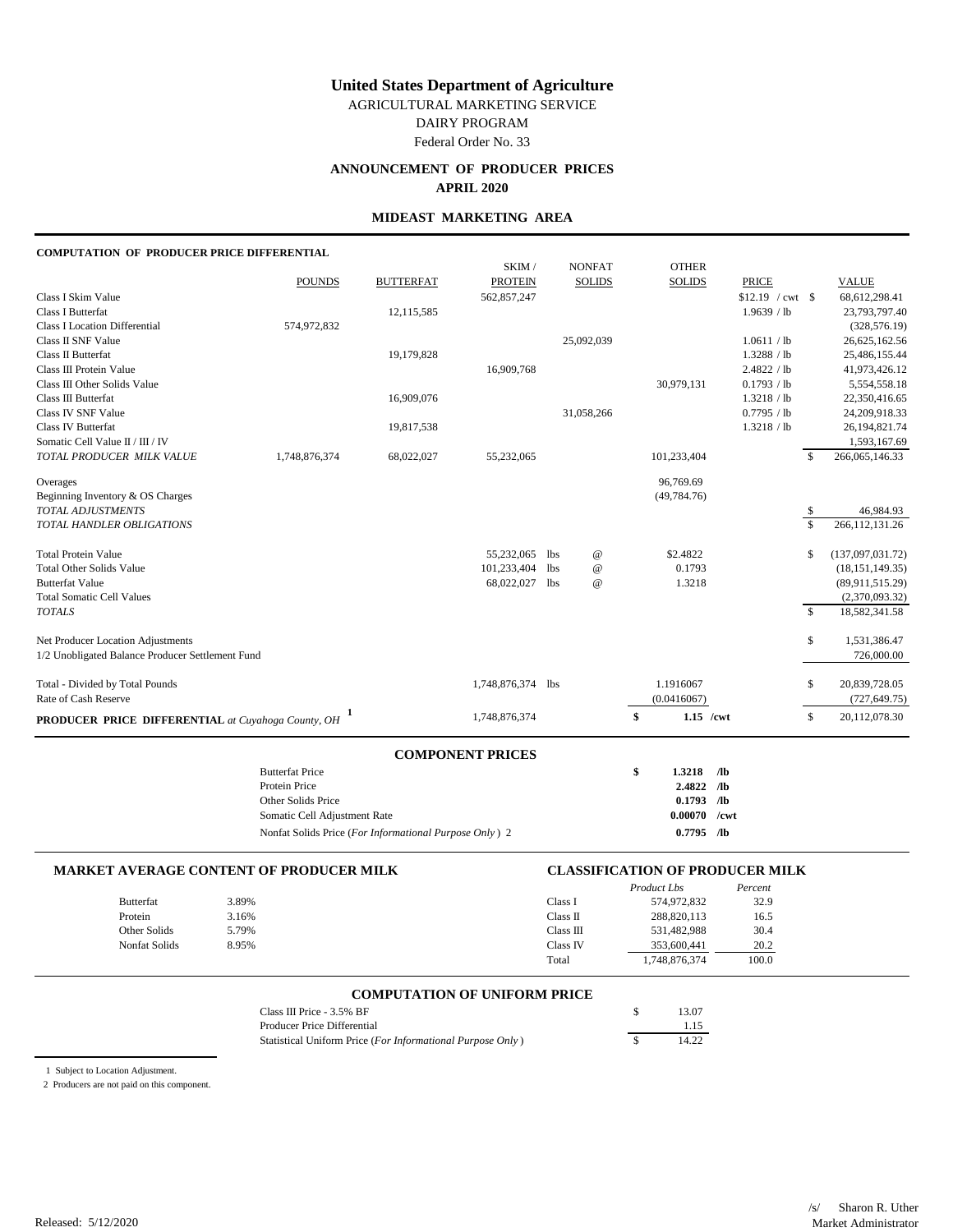# United States Department of Agriculture

AGRICULTURAL MARKETING SERVICE

DAIRY PROGRAM

Federal Order No. 33

## ANNOUNCEMENT OF PRODUCER PRICES

**APRIL 2020**

### MIDEAST MARKETING AREA

**COMPUTATION OF PRODUCER PRICE DIFFERENTIAL**

| | POUNDS | BUTTERFAT | SKIM / PROTEIN | NONFAT SOLIDS | OTHER SOLIDS | PRICE | VALUE |
|---|---|---|---|---|---|---|---|
| Class I Skim Value | | | 562,857,247 | | | $12.19 / cwt | $ 68,612,298.41 |
| Class I Butterfat | | 12,115,585 | | | | 1.9639 / lb | 23,793,797.40 |
| Class I Location Differential | 574,972,832 | | | | | | (328,576.19) |
| Class II SNF Value | | | | 25,092,039 | | 1.0611 / lb | 26,625,162.56 |
| Class II Butterfat | | 19,179,828 | | | | 1.3288 / lb | 25,486,155.44 |
| Class III Protein Value | | | 16,909,768 | | | 2.4822 / lb | 41,973,426.12 |
| Class III Other Solids Value | | | | | 30,979,131 | 0.1793 / lb | 5,554,558.18 |
| Class III Butterfat | | 16,909,076 | | | | 1.3218 / lb | 22,350,416.65 |
| Class IV SNF Value | | | | 31,058,266 | | 0.7795 / lb | 24,209,918.33 |
| Class IV Butterfat | | 19,817,538 | | | | 1.3218 / lb | 26,194,821.74 |
| Somatic Cell Value II / III / IV | | | | | | | 1,593,167.69 |
| *TOTAL PRODUCER MILK VALUE* | 1,748,876,374 | 68,022,027 | 55,232,065 | | 101,233,404 | | $ 266,065,146.33 |
| Overages | | | | | 96,769.69 | | |
| Beginning Inventory & OS Charges | | | | | (49,784.76) | | |
| *TOTAL ADJUSTMENTS* | | | | | | | $ 46,984.93 |
| *TOTAL HANDLER OBLIGATIONS* | | | | | | | $ 266,112,131.26 |
| Total Protein Value | | | 55,232,065 lbs | @ | $2.4822 | | $ (137,097,031.72) |
| Total Other Solids Value | | | 101,233,404 lbs | @ | 0.1793 | | (18,151,149.35) |
| Butterfat Value | | | 68,022,027 lbs | @ | 1.3218 | | (89,911,515.29) |
| Total Somatic Cell Values | | | | | | | (2,370,093.32) |
| *TOTALS* | | | | | | | $ 18,582,341.58 |
| Net Producer Location Adjustments | | | | | | | $ 1,531,386.47 |
| 1/2 Unobligated Balance Producer Settlement Fund | | | | | | | 726,000.00 |
| Total - Divided by Total Pounds | | | 1,748,876,374 lbs | | 1.1916067 | | $ 20,839,728.05 |
| Rate of Cash Reserve | | | | | (0.0416067) | | (727,649.75) |
| **PRODUCER PRICE DIFFERENTIAL** *at Cuyahoga County, OH* [1] | | | 1,748,876,374 | | $ **1.15 /cwt** | | $ 20,112,078.30 |

### COMPONENT PRICES

| | |
|---|---|
| Butterfat Price | $ **1.3218 /lb** |
| Protein Price | **2.4822 /lb** |
| Other Solids Price | **0.1793 /lb** |
| Somatic Cell Adjustment Rate | **0.00070 /cwt** |
| Nonfat Solids Price (*For Informational Purpose Only*) 2 | **0.7795 /lb** |

### MARKET AVERAGE CONTENT OF PRODUCER MILK

| | |
|---|---|
| Butterfat | 3.89% |
| Protein | 3.16% |
| Other Solids | 5.79% |
| Nonfat Solids | 8.95% |

### CLASSIFICATION OF PRODUCER MILK

| | *Product Lbs* | *Percent* |
|---|---|---|
| Class I | 574,972,832 | 32.9 |
| Class II | 288,820,113 | 16.5 |
| Class III | 531,482,988 | 30.4 |
| Class IV | 353,600,441 | 20.2 |
| Total | 1,748,876,374 | 100.0 |

### COMPUTATION OF UNIFORM PRICE

| | |
|---|---|
| Class III Price - 3.5% BF | $ 13.07 |
| Producer Price Differential | 1.15 |
| Statistical Uniform Price (*For Informational Purpose Only*) | $ 14.22 |

1 Subject to Location Adjustment.

2 Producers are not paid on this component.

Released: 5/12/2020

/s/ Sharon R. Uther
Market Administrator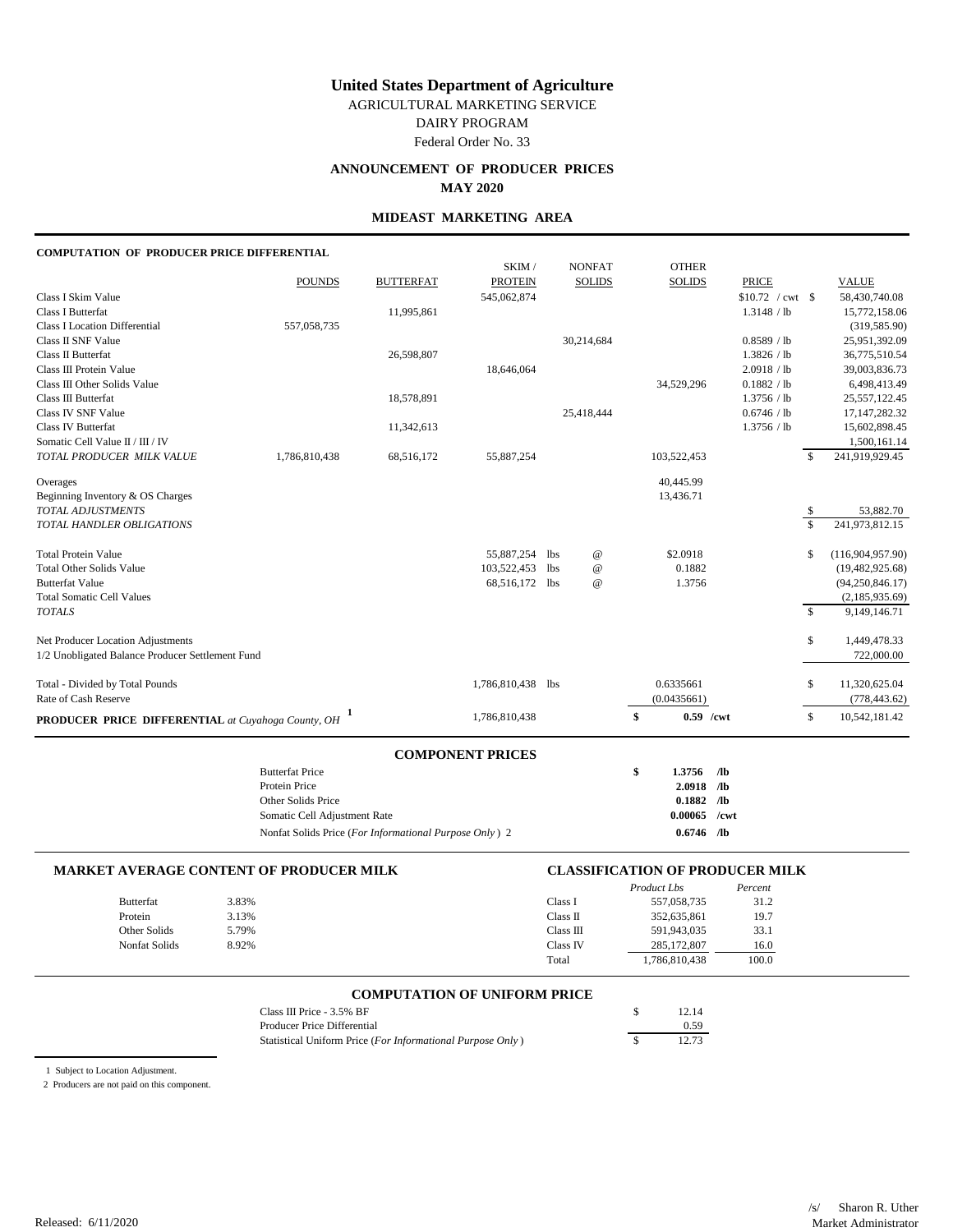# United States Department of Agriculture

AGRICULTURAL MARKETING SERVICE

DAIRY PROGRAM

Federal Order No. 33

## ANNOUNCEMENT OF PRODUCER PRICES

**MAY 2020**

## MIDEAST MARKETING AREA

### COMPUTATION OF PRODUCER PRICE DIFFERENTIAL

| | POUNDS | BUTTERFAT | SKIM / PROTEIN | NONFAT SOLIDS | OTHER SOLIDS | PRICE | VALUE |
|---|---|---|---|---|---|---|---|
| Class I Skim Value | | | 545,062,874 | | | $10.72 / cwt | $ 58,430,740.08 |
| Class I Butterfat | | 11,995,861 | | | | 1.3148 / lb | 15,772,158.06 |
| Class I Location Differential | 557,058,735 | | | | | | (319,585.90) |
| Class II SNF Value | | | | 30,214,684 | | 0.8589 / lb | 25,951,392.09 |
| Class II Butterfat | | 26,598,807 | | | | 1.3826 / lb | 36,775,510.54 |
| Class III Protein Value | | | 18,646,064 | | | 2.0918 / lb | 39,003,836.73 |
| Class III Other Solids Value | | | | | 34,529,296 | 0.1882 / lb | 6,498,413.49 |
| Class III Butterfat | | 18,578,891 | | | | 1.3756 / lb | 25,557,122.45 |
| Class IV SNF Value | | | | 25,418,444 | | 0.6746 / lb | 17,147,282.32 |
| Class IV Butterfat | | 11,342,613 | | | | 1.3756 / lb | 15,602,898.45 |
| Somatic Cell Value II / III / IV | | | | | | | 1,500,161.14 |
| *TOTAL PRODUCER MILK VALUE* | 1,786,810,438 | 68,516,172 | 55,887,254 | | 103,522,453 | | $ 241,919,929.45 |
| Overages | | | | | 40,445.99 | | |
| Beginning Inventory & OS Charges | | | | | 13,436.71 | | |
| *TOTAL ADJUSTMENTS* | | | | | | | $ 53,882.70 |
| *TOTAL HANDLER OBLIGATIONS* | | | | | | | $ 241,973,812.15 |
| Total Protein Value | | | 55,887,254 lbs | @ | $2.0918 | | $ (116,904,957.90) |
| Total Other Solids Value | | | 103,522,453 lbs | @ | 0.1882 | | (19,482,925.68) |
| Butterfat Value | | | 68,516,172 lbs | @ | 1.3756 | | (94,250,846.17) |
| Total Somatic Cell Values | | | | | | | (2,185,935.69) |
| *TOTALS* | | | | | | | $ 9,149,146.71 |
| Net Producer Location Adjustments | | | | | | | $ 1,449,478.33 |
| 1/2 Unobligated Balance Producer Settlement Fund | | | | | | | 722,000.00 |
| Total - Divided by Total Pounds | | | 1,786,810,438 lbs | | 0.6335661 | | $ 11,320,625.04 |
| Rate of Cash Reserve | | | | | (0.0435661) | | (778,443.62) |
| **PRODUCER PRICE DIFFERENTIAL** *at Cuyahoga County, OH* [1] | | | 1,786,810,438 | | $ 0.59 /cwt | | $ 10,542,181.42 |

### COMPONENT PRICES

| | |
|---|---|
| Butterfat Price | **$ 1.3756 /lb** |
| Protein Price | **2.0918 /lb** |
| Other Solids Price | **0.1882 /lb** |
| Somatic Cell Adjustment Rate | **0.00065 /cwt** |
| Nonfat Solids Price (*For Informational Purpose Only*) 2 | **0.6746 /lb** |

### MARKET AVERAGE CONTENT OF PRODUCER MILK

| | |
|---|---|
| Butterfat | 3.83% |
| Protein | 3.13% |
| Other Solids | 5.79% |
| Nonfat Solids | 8.92% |

### CLASSIFICATION OF PRODUCER MILK

| | *Product Lbs* | *Percent* |
|---|---|---|
| Class I | 557,058,735 | 31.2 |
| Class II | 352,635,861 | 19.7 |
| Class III | 591,943,035 | 33.1 |
| Class IV | 285,172,807 | 16.0 |
| Total | 1,786,810,438 | 100.0 |

### COMPUTATION OF UNIFORM PRICE

| | |
|---|---|
| Class III Price - 3.5% BF | $ 12.14 |
| Producer Price Differential | 0.59 |
| Statistical Uniform Price (*For Informational Purpose Only*) | $ 12.73 |

1 Subject to Location Adjustment.

2 Producers are not paid on this component.

Released: 6/11/2020

/s/ Sharon R. Uther
Market Administrator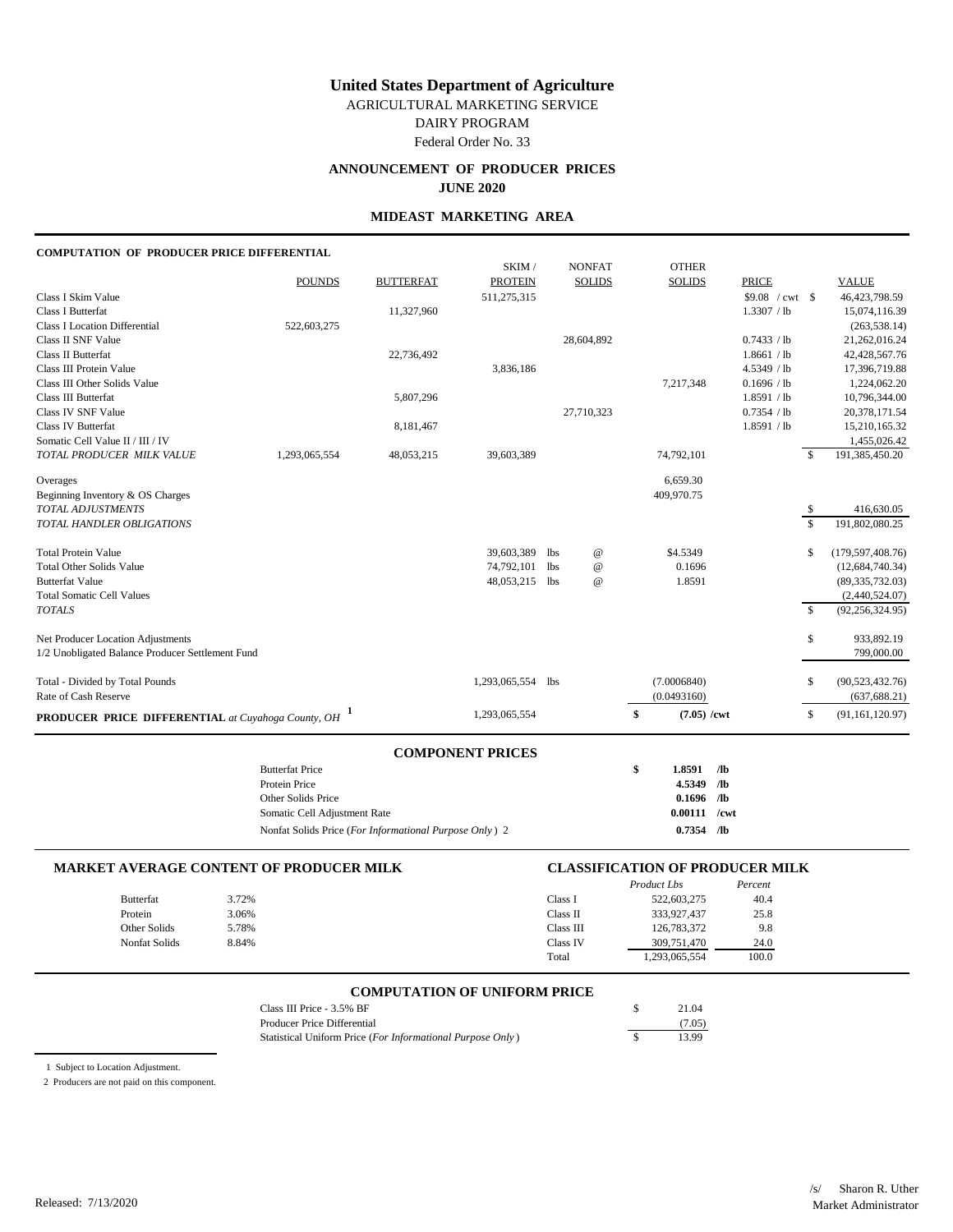# United States Department of Agriculture

AGRICULTURAL MARKETING SERVICE

DAIRY PROGRAM

Federal Order No. 33

## ANNOUNCEMENT OF PRODUCER PRICES

**JUNE 2020**

## MIDEAST MARKETING AREA

### COMPUTATION OF PRODUCER PRICE DIFFERENTIAL

| | POUNDS | BUTTERFAT | SKIM / PROTEIN | NONFAT SOLIDS | OTHER SOLIDS | PRICE | VALUE |
|---|---|---|---|---|---|---|---|
| Class I Skim Value | | | 511,275,315 | | | $9.08 / cwt | $ 46,423,798.59 |
| Class I Butterfat | | 11,327,960 | | | | 1.3307 / lb | 15,074,116.39 |
| Class I Location Differential | 522,603,275 | | | | | | (263,538.14) |
| Class II SNF Value | | | | 28,604,892 | | 0.7433 / lb | 21,262,016.24 |
| Class II Butterfat | | 22,736,492 | | | | 1.8661 / lb | 42,428,567.76 |
| Class III Protein Value | | | 3,836,186 | | | 4.5349 / lb | 17,396,719.88 |
| Class III Other Solids Value | | | | | 7,217,348 | 0.1696 / lb | 1,224,062.20 |
| Class III Butterfat | | 5,807,296 | | | | 1.8591 / lb | 10,796,344.00 |
| Class IV SNF Value | | | | 27,710,323 | | 0.7354 / lb | 20,378,171.54 |
| Class IV Butterfat | | 8,181,467 | | | | 1.8591 / lb | 15,210,165.32 |
| Somatic Cell Value II / III / IV | | | | | | | 1,455,026.42 |
| *TOTAL PRODUCER MILK VALUE* | 1,293,065,554 | 48,053,215 | 39,603,389 | | 74,792,101 | | $ 191,385,450.20 |
| Overages | | | | | 6,659.30 | | |
| Beginning Inventory & OS Charges | | | | | 409,970.75 | | |
| *TOTAL ADJUSTMENTS* | | | | | | | $ 416,630.05 |
| *TOTAL HANDLER OBLIGATIONS* | | | | | | | $ 191,802,080.25 |
| Total Protein Value | | | 39,603,389 lbs | @ | $4.5349 | | $ (179,597,408.76) |
| Total Other Solids Value | | | 74,792,101 lbs | @ | 0.1696 | | (12,684,740.34) |
| Butterfat Value | | | 48,053,215 lbs | @ | 1.8591 | | (89,335,732.03) |
| Total Somatic Cell Values | | | | | | | (2,440,524.07) |
| *TOTALS* | | | | | | | $ (92,256,324.95) |
| Net Producer Location Adjustments | | | | | | | $ 933,892.19 |
| 1/2 Unobligated Balance Producer Settlement Fund | | | | | | | 799,000.00 |
| Total - Divided by Total Pounds | | | 1,293,065,554 lbs | | (7.0006840) | | $ (90,523,432.76) |
| Rate of Cash Reserve | | | | | (0.0493160) | | (637,688.21) |
| **PRODUCER PRICE DIFFERENTIAL** *at Cuyahoga County, OH* [1] | | | 1,293,065,554 | | $ (7.05) /cwt | | $ (91,161,120.97) |

### COMPONENT PRICES

| | | |
|---|---|---|
| Butterfat Price | **$ 1.8591** | **/lb** |
| Protein Price | **4.5349** | **/lb** |
| Other Solids Price | **0.1696** | **/lb** |
| Somatic Cell Adjustment Rate | **0.00111** | **/cwt** |
| Nonfat Solids Price (*For Informational Purpose Only*) 2 | **0.7354** | **/lb** |

### MARKET AVERAGE CONTENT OF PRODUCER MILK

| | |
|---|---|
| Butterfat | 3.72% |
| Protein | 3.06% |
| Other Solids | 5.78% |
| Nonfat Solids | 8.84% |

### CLASSIFICATION OF PRODUCER MILK

| | *Product Lbs* | *Percent* |
|---|---|---|
| Class I | 522,603,275 | 40.4 |
| Class II | 333,927,437 | 25.8 |
| Class III | 126,783,372 | 9.8 |
| Class IV | 309,751,470 | 24.0 |
| Total | 1,293,065,554 | 100.0 |

### COMPUTATION OF UNIFORM PRICE

| | |
|---|---|
| Class III Price - 3.5% BF | $ 21.04 |
| Producer Price Differential | (7.05) |
| Statistical Uniform Price (*For Informational Purpose Only*) | $ 13.99 |

1 Subject to Location Adjustment.

2 Producers are not paid on this component.

Released: 7/13/2020

/s/ Sharon R. Uther
Market Administrator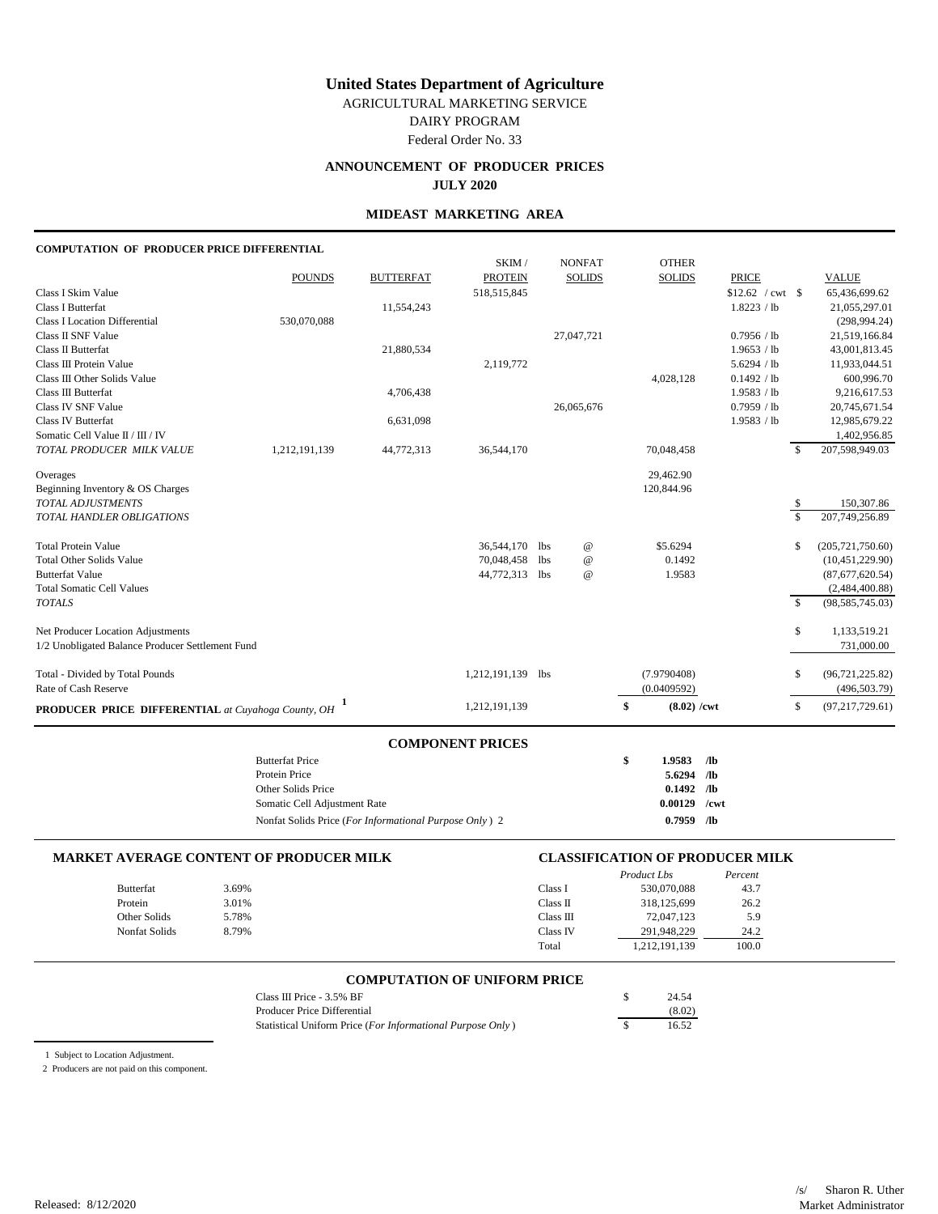# United States Department of Agriculture

AGRICULTURAL MARKETING SERVICE

DAIRY PROGRAM

Federal Order No. 33

## ANNOUNCEMENT OF PRODUCER PRICES
## JULY 2020

### MIDEAST MARKETING AREA

**COMPUTATION OF PRODUCER PRICE DIFFERENTIAL**

| | POUNDS | BUTTERFAT | SKIM / PROTEIN | NONFAT SOLIDS | OTHER SOLIDS | PRICE | VALUE |
|---|---|---|---|---|---|---|---|
| Class I Skim Value | | | 518,515,845 | | | $12.62 / cwt | $ 65,436,699.62 |
| Class I Butterfat | | 11,554,243 | | | | 1.8223 / lb | 21,055,297.01 |
| Class I Location Differential | 530,070,088 | | | | | | (298,994.24) |
| Class II SNF Value | | | | 27,047,721 | | 0.7956 / lb | 21,519,166.84 |
| Class II Butterfat | | 21,880,534 | | | | 1.9653 / lb | 43,001,813.45 |
| Class III Protein Value | | | 2,119,772 | | | 5.6294 / lb | 11,933,044.51 |
| Class III Other Solids Value | | | | | 4,028,128 | 0.1492 / lb | 600,996.70 |
| Class III Butterfat | | 4,706,438 | | | | 1.9583 / lb | 9,216,617.53 |
| Class IV SNF Value | | | | 26,065,676 | | 0.7959 / lb | 20,745,671.54 |
| Class IV Butterfat | | 6,631,098 | | | | 1.9583 / lb | 12,985,679.22 |
| Somatic Cell Value II / III / IV | | | | | | | 1,402,956.85 |
| *TOTAL PRODUCER MILK VALUE* | 1,212,191,139 | 44,772,313 | 36,544,170 | | 70,048,458 | | $ 207,598,949.03 |
| Overages | | | | | 29,462.90 | | |
| Beginning Inventory & OS Charges | | | | | 120,844.96 | | |
| *TOTAL ADJUSTMENTS* | | | | | | | $ 150,307.86 |
| *TOTAL HANDLER OBLIGATIONS* | | | | | | | $ 207,749,256.89 |
| Total Protein Value | | | 36,544,170 lbs | @ | $5.6294 | | $ (205,721,750.60) |
| Total Other Solids Value | | | 70,048,458 lbs | @ | 0.1492 | | (10,451,229.90) |
| Butterfat Value | | | 44,772,313 lbs | @ | 1.9583 | | (87,677,620.54) |
| Total Somatic Cell Values | | | | | | | (2,484,400.88) |
| *TOTALS* | | | | | | | $ (98,585,745.03) |
| Net Producer Location Adjustments | | | | | | | $ 1,133,519.21 |
| 1/2 Unobligated Balance Producer Settlement Fund | | | | | | | 731,000.00 |
| Total - Divided by Total Pounds | | | 1,212,191,139 lbs | | (7.9790408) | | $ (96,721,225.82) |
| Rate of Cash Reserve | | | | | (0.0409592) | | (496,503.79) |
| **PRODUCER PRICE DIFFERENTIAL** *at Cuyahoga County, OH* [1] | | | 1,212,191,139 | | $ **(8.02) /cwt** | | $ (97,217,729.61) |

**COMPONENT PRICES**

| | | |
|---|---|---|
| Butterfat Price | **$ 1.9583** | **/lb** |
| Protein Price | **5.6294** | **/lb** |
| Other Solids Price | **0.1492** | **/lb** |
| Somatic Cell Adjustment Rate | **0.00129** | **/cwt** |
| Nonfat Solids Price (*For Informational Purpose Only*) 2 | **0.7959** | **/lb** |

**MARKET AVERAGE CONTENT OF PRODUCER MILK**

| | |
|---|---|
| Butterfat | 3.69% |
| Protein | 3.01% |
| Other Solids | 5.78% |
| Nonfat Solids | 8.79% |

**CLASSIFICATION OF PRODUCER MILK**

| | *Product Lbs* | *Percent* |
|---|---|---|
| Class I | 530,070,088 | 43.7 |
| Class II | 318,125,699 | 26.2 |
| Class III | 72,047,123 | 5.9 |
| Class IV | 291,948,229 | 24.2 |
| Total | 1,212,191,139 | 100.0 |

**COMPUTATION OF UNIFORM PRICE**

| | |
|---|---|
| Class III Price - 3.5% BF | $ 24.54 |
| Producer Price Differential | (8.02) |
| Statistical Uniform Price (*For Informational Purpose Only*) | $ 16.52 |

1 Subject to Location Adjustment.

2 Producers are not paid on this component.

Released: 8/12/2020

/s/ Sharon R. Uther
Market Administrator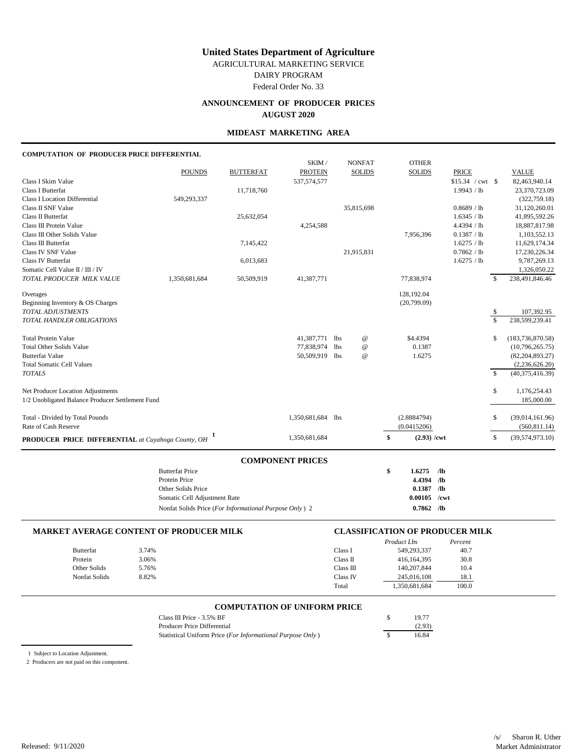# United States Department of Agriculture

AGRICULTURAL MARKETING SERVICE

DAIRY PROGRAM

Federal Order No. 33

## ANNOUNCEMENT OF PRODUCER PRICES
## AUGUST 2020

### MIDEAST MARKETING AREA

**COMPUTATION OF PRODUCER PRICE DIFFERENTIAL**

| | POUNDS | BUTTERFAT | SKIM / PROTEIN | NONFAT SOLIDS | OTHER SOLIDS | PRICE | VALUE |
|---|---|---|---|---|---|---|---|
| Class I Skim Value | | | 537,574,577 | | | $15.34 / cwt | $ 82,463,940.14 |
| Class I Butterfat | | 11,718,760 | | | | 1.9943 / lb | 23,370,723.09 |
| Class I Location Differential | 549,293,337 | | | | | | (322,759.18) |
| Class II SNF Value | | | | 35,815,698 | | 0.8689 / lb | 31,120,260.01 |
| Class II Butterfat | | 25,632,054 | | | | 1.6345 / lb | 41,895,592.26 |
| Class III Protein Value | | | 4,254,588 | | | 4.4394 / lb | 18,887,817.98 |
| Class III Other Solids Value | | | | | 7,956,396 | 0.1387 / lb | 1,103,552.13 |
| Class III Butterfat | | 7,145,422 | | | | 1.6275 / lb | 11,629,174.34 |
| Class IV SNF Value | | | | 21,915,831 | | 0.7862 / lb | 17,230,226.34 |
| Class IV Butterfat | | 6,013,683 | | | | 1.6275 / lb | 9,787,269.13 |
| Somatic Cell Value II / III / IV | | | | | | | 1,326,050.22 |
| *TOTAL PRODUCER MILK VALUE* | 1,350,681,684 | 50,509,919 | 41,387,771 | | 77,838,974 | | $ 238,491,846.46 |
| Overages | | | | | 128,192.04 | | |
| Beginning Inventory & OS Charges | | | | | (20,799.09) | | |
| *TOTAL ADJUSTMENTS* | | | | | | | $ 107,392.95 |
| *TOTAL HANDLER OBLIGATIONS* | | | | | | | $ 238,599,239.41 |
| Total Protein Value | | | 41,387,771 lbs | @ | $4.4394 | | $ (183,736,870.58) |
| Total Other Solids Value | | | 77,838,974 lbs | @ | 0.1387 | | (10,796,265.75) |
| Butterfat Value | | | 50,509,919 lbs | @ | 1.6275 | | (82,204,893.27) |
| Total Somatic Cell Values | | | | | | | (2,236,626.20) |
| *TOTALS* | | | | | | | $ (40,375,416.39) |
| Net Producer Location Adjustments | | | | | | | $ 1,176,254.43 |
| 1/2 Unobligated Balance Producer Settlement Fund | | | | | | | 185,000.00 |
| Total - Divided by Total Pounds | | | 1,350,681,684 lbs | | (2.8884794) | | $ (39,014,161.96) |
| Rate of Cash Reserve | | | | | (0.0415206) | | (560,811.14) |
| **PRODUCER PRICE DIFFERENTIAL** *at Cuyahoga County, OH* [1] | | | 1,350,681,684 | | $ (2.93) /cwt | | $ (39,574,973.10) |

### COMPONENT PRICES

| | |
|---|---|
| Butterfat Price | $ 1.6275 /lb |
| Protein Price | 4.4394 /lb |
| Other Solids Price | 0.1387 /lb |
| Somatic Cell Adjustment Rate | 0.00105 /cwt |
| Nonfat Solids Price (*For Informational Purpose Only*) 2 | 0.7862 /lb |

### MARKET AVERAGE CONTENT OF PRODUCER MILK

| | |
|---|---|
| Butterfat | 3.74% |
| Protein | 3.06% |
| Other Solids | 5.76% |
| Nonfat Solids | 8.82% |

### CLASSIFICATION OF PRODUCER MILK

| | *Product Lbs* | *Percent* |
|---|---|---|
| Class I | 549,293,337 | 40.7 |
| Class II | 416,164,395 | 30.8 |
| Class III | 140,207,844 | 10.4 |
| Class IV | 245,016,108 | 18.1 |
| Total | 1,350,681,684 | 100.0 |

### COMPUTATION OF UNIFORM PRICE

| | |
|---|---|
| Class III Price - 3.5% BF | $ 19.77 |
| Producer Price Differential | (2.93) |
| Statistical Uniform Price (*For Informational Purpose Only*) | $ 16.84 |

1 Subject to Location Adjustment.

2 Producers are not paid on this component.

Released: 9/11/2020

/s/ Sharon R. Uther
Market Administrator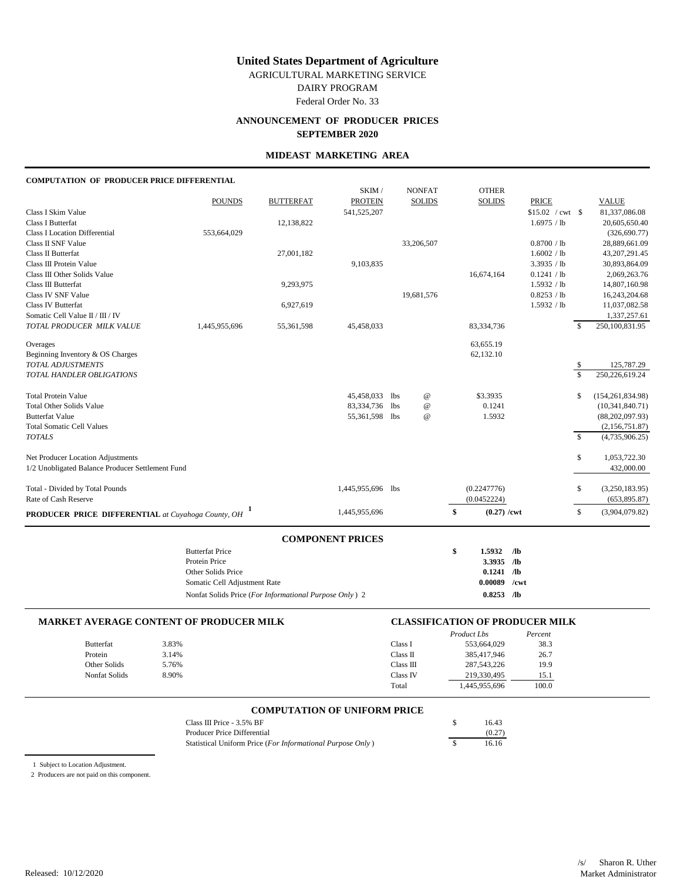# United States Department of Agriculture

AGRICULTURAL MARKETING SERVICE

DAIRY PROGRAM

Federal Order No. 33

## ANNOUNCEMENT OF PRODUCER PRICES

**SEPTEMBER 2020**

### MIDEAST MARKETING AREA

**COMPUTATION OF PRODUCER PRICE DIFFERENTIAL**

| | POUNDS | BUTTERFAT | SKIM / PROTEIN | NONFAT SOLIDS | OTHER SOLIDS | PRICE | VALUE |
|---|---|---|---|---|---|---|---|
| Class I Skim Value | | | 541,525,207 | | | $15.02 / cwt | $ 81,337,086.08 |
| Class I Butterfat | | 12,138,822 | | | | 1.6975 / lb | 20,605,650.40 |
| Class I Location Differential | 553,664,029 | | | | | | (326,690.77) |
| Class II SNF Value | | | | 33,206,507 | | 0.8700 / lb | 28,889,661.09 |
| Class II Butterfat | | 27,001,182 | | | | 1.6002 / lb | 43,207,291.45 |
| Class III Protein Value | | | 9,103,835 | | | 3.3935 / lb | 30,893,864.09 |
| Class III Other Solids Value | | | | | 16,674,164 | 0.1241 / lb | 2,069,263.76 |
| Class III Butterfat | | 9,293,975 | | | | 1.5932 / lb | 14,807,160.98 |
| Class IV SNF Value | | | | 19,681,576 | | 0.8253 / lb | 16,243,204.68 |
| Class IV Butterfat | | 6,927,619 | | | | 1.5932 / lb | 11,037,082.58 |
| Somatic Cell Value II / III / IV | | | | | | | 1,337,257.61 |
| *TOTAL PRODUCER MILK VALUE* | 1,445,955,696 | 55,361,598 | 45,458,033 | | 83,334,736 | | $ 250,100,831.95 |
| Overages | | | | | 63,655.19 | | |
| Beginning Inventory & OS Charges | | | | | 62,132.10 | | |
| *TOTAL ADJUSTMENTS* | | | | | | | $ 125,787.29 |
| *TOTAL HANDLER OBLIGATIONS* | | | | | | | $ 250,226,619.24 |
| Total Protein Value | | | 45,458,033 lbs | @ | $3.3935 | | $ (154,261,834.98) |
| Total Other Solids Value | | | 83,334,736 lbs | @ | 0.1241 | | (10,341,840.71) |
| Butterfat Value | | | 55,361,598 lbs | @ | 1.5932 | | (88,202,097.93) |
| Total Somatic Cell Values | | | | | | | (2,156,751.87) |
| *TOTALS* | | | | | | | $ (4,735,906.25) |
| Net Producer Location Adjustments | | | | | | | $ 1,053,722.30 |
| 1/2 Unobligated Balance Producer Settlement Fund | | | | | | | 432,000.00 |
| Total - Divided by Total Pounds | | | 1,445,955,696 lbs | | (0.2247776) | | $ (3,250,183.95) |
| Rate of Cash Reserve | | | | | (0.0452224) | | (653,895.87) |
| **PRODUCER PRICE DIFFERENTIAL** *at Cuyahoga County, OH* [1] | | | 1,445,955,696 | | $ (0.27) /cwt | | $ (3,904,079.82) |

### COMPONENT PRICES

| | |
|---|---|
| Butterfat Price | $ 1.5932 /lb |
| Protein Price | 3.3935 /lb |
| Other Solids Price | 0.1241 /lb |
| Somatic Cell Adjustment Rate | 0.00089 /cwt |
| Nonfat Solids Price (*For Informational Purpose Only*) 2 | 0.8253 /lb |

### MARKET AVERAGE CONTENT OF PRODUCER MILK

| | |
|---|---|
| Butterfat | 3.83% |
| Protein | 3.14% |
| Other Solids | 5.76% |
| Nonfat Solids | 8.90% |

### CLASSIFICATION OF PRODUCER MILK

| | *Product Lbs* | *Percent* |
|---|---|---|
| Class I | 553,664,029 | 38.3 |
| Class II | 385,417,946 | 26.7 |
| Class III | 287,543,226 | 19.9 |
| Class IV | 219,330,495 | 15.1 |
| Total | 1,445,955,696 | 100.0 |

### COMPUTATION OF UNIFORM PRICE

| | |
|---|---|
| Class III Price - 3.5% BF | $ 16.43 |
| Producer Price Differential | (0.27) |
| Statistical Uniform Price (*For Informational Purpose Only*) | $ 16.16 |

1 Subject to Location Adjustment.

2 Producers are not paid on this component.

Released: 10/12/2020

/s/ Sharon R. Uther
Market Administrator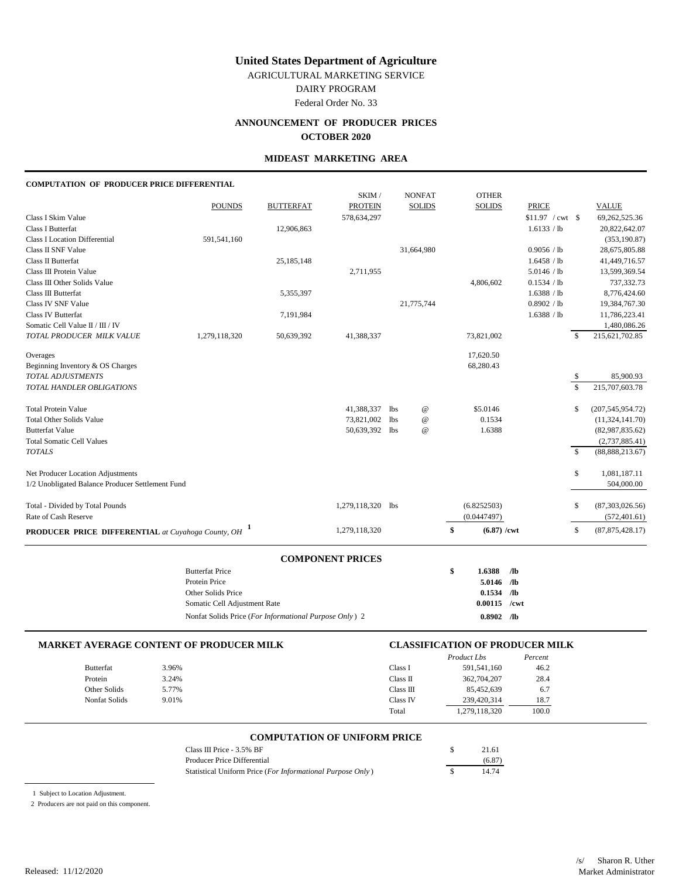# United States Department of Agriculture

AGRICULTURAL MARKETING SERVICE

DAIRY PROGRAM

Federal Order No. 33

## ANNOUNCEMENT OF PRODUCER PRICES

## OCTOBER 2020

### MIDEAST MARKETING AREA

**COMPUTATION OF PRODUCER PRICE DIFFERENTIAL**

| | POUNDS | BUTTERFAT | SKIM / PROTEIN | NONFAT SOLIDS | OTHER SOLIDS | PRICE | | VALUE |
|---|---|---|---|---|---|---|---|---|
| Class I Skim Value | | | 578,634,297 | | | $11.97 / cwt | $ | 69,262,525.36 |
| Class I Butterfat | | 12,906,863 | | | | 1.6133 / lb | | 20,822,642.07 |
| Class I Location Differential | 591,541,160 | | | | | | | (353,190.87) |
| Class II SNF Value | | | | 31,664,980 | | 0.9056 / lb | | 28,675,805.88 |
| Class II Butterfat | | 25,185,148 | | | | 1.6458 / lb | | 41,449,716.57 |
| Class III Protein Value | | | 2,711,955 | | | 5.0146 / lb | | 13,599,369.54 |
| Class III Other Solids Value | | | | | 4,806,602 | 0.1534 / lb | | 737,332.73 |
| Class III Butterfat | | 5,355,397 | | | | 1.6388 / lb | | 8,776,424.60 |
| Class IV SNF Value | | | | 21,775,744 | | 0.8902 / lb | | 19,384,767.30 |
| Class IV Butterfat | | 7,191,984 | | | | 1.6388 / lb | | 11,786,223.41 |
| Somatic Cell Value II / III / IV | | | | | | | | 1,480,086.26 |
| *TOTAL PRODUCER MILK VALUE* | 1,279,118,320 | 50,639,392 | 41,388,337 | | 73,821,002 | | $ | 215,621,702.85 |
| Overages | | | | | 17,620.50 | | | |
| Beginning Inventory & OS Charges | | | | | 68,280.43 | | | |
| *TOTAL ADJUSTMENTS* | | | | | | | $ | 85,900.93 |
| *TOTAL HANDLER OBLIGATIONS* | | | | | | | $ | 215,707,603.78 |
| Total Protein Value | | | 41,388,337 lbs | @ | $5.0146 | | $ | (207,545,954.72) |
| Total Other Solids Value | | | 73,821,002 lbs | @ | 0.1534 | | | (11,324,141.70) |
| Butterfat Value | | | 50,639,392 lbs | @ | 1.6388 | | | (82,987,835.62) |
| Total Somatic Cell Values | | | | | | | | (2,737,885.41) |
| *TOTALS* | | | | | | | $ | (88,888,213.67) |
| Net Producer Location Adjustments | | | | | | | $ | 1,081,187.11 |
| 1/2 Unobligated Balance Producer Settlement Fund | | | | | | | | 504,000.00 |
| Total - Divided by Total Pounds | | | 1,279,118,320 lbs | | (6.8252503) | | $ | (87,303,026.56) |
| Rate of Cash Reserve | | | | | (0.0447497) | | | (572,401.61) |
| **PRODUCER PRICE DIFFERENTIAL** *at Cuyahoga County, OH* [1] | | | 1,279,118,320 | | **$ (6.87) /cwt** | | $ | (87,875,428.17) |

**COMPONENT PRICES**

| | |
|---|---|
| Butterfat Price | **$ 1.6388 /lb** |
| Protein Price | **5.0146 /lb** |
| Other Solids Price | **0.1534 /lb** |
| Somatic Cell Adjustment Rate | **0.00115 /cwt** |
| Nonfat Solids Price (*For Informational Purpose Only*) 2 | **0.8902 /lb** |

**MARKET AVERAGE CONTENT OF PRODUCER MILK**

| | |
|---|---|
| Butterfat | 3.96% |
| Protein | 3.24% |
| Other Solids | 5.77% |
| Nonfat Solids | 9.01% |

**CLASSIFICATION OF PRODUCER MILK**

| | *Product Lbs* | *Percent* |
|---|---|---|
| Class I | 591,541,160 | 46.2 |
| Class II | 362,704,207 | 28.4 |
| Class III | 85,452,639 | 6.7 |
| Class IV | 239,420,314 | 18.7 |
| Total | 1,279,118,320 | 100.0 |

**COMPUTATION OF UNIFORM PRICE**

| | |
|---|---|
| Class III Price - 3.5% BF | $ 21.61 |
| Producer Price Differential | (6.87) |
| Statistical Uniform Price (*For Informational Purpose Only*) | $ 14.74 |

1 Subject to Location Adjustment.

2 Producers are not paid on this component.

Released: 11/12/2020

/s/ Sharon R. Uther
Market Administrator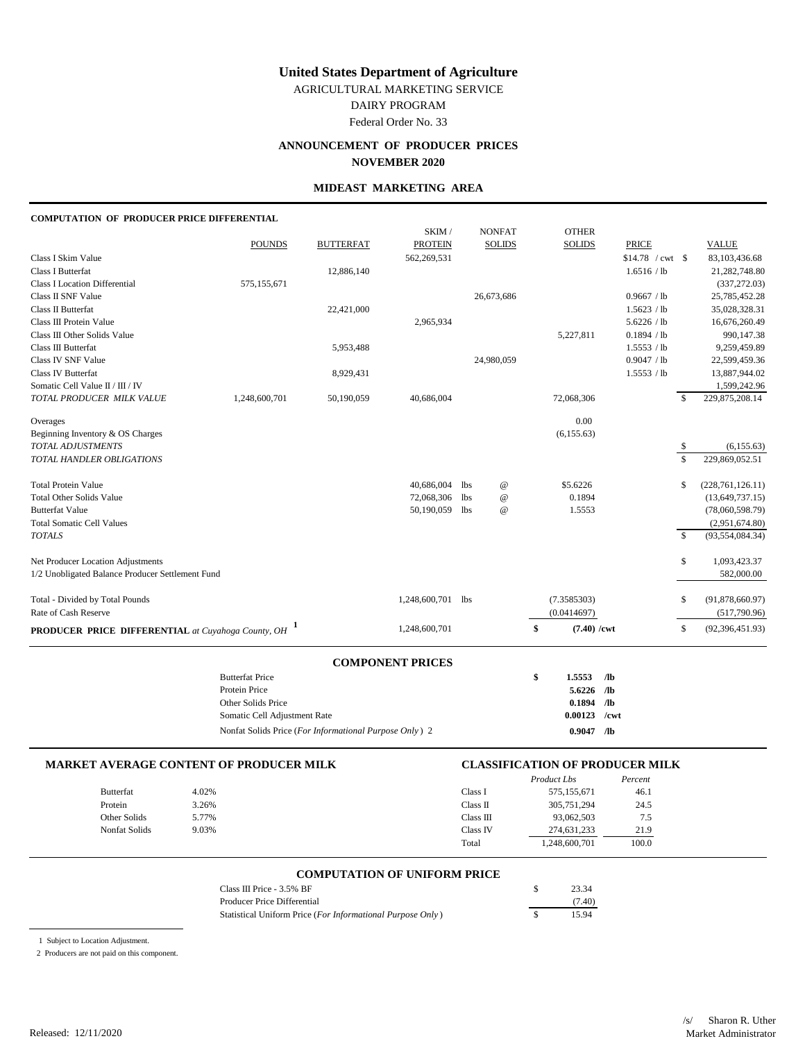# United States Department of Agriculture

AGRICULTURAL MARKETING SERVICE

DAIRY PROGRAM

Federal Order No. 33

## ANNOUNCEMENT OF PRODUCER PRICES

## NOVEMBER 2020

### MIDEAST MARKETING AREA

**COMPUTATION OF PRODUCER PRICE DIFFERENTIAL**

| | POUNDS | BUTTERFAT | SKIM / PROTEIN | NONFAT SOLIDS | OTHER SOLIDS | PRICE | VALUE |
|---|---|---|---|---|---|---|---|
| Class I Skim Value | | | 562,269,531 | | | $14.78 / cwt | $ 83,103,436.68 |
| Class I Butterfat | | 12,886,140 | | | | 1.6516 / lb | 21,282,748.80 |
| Class I Location Differential | 575,155,671 | | | | | | (337,272.03) |
| Class II SNF Value | | | | 26,673,686 | | 0.9667 / lb | 25,785,452.28 |
| Class II Butterfat | | 22,421,000 | | | | 1.5623 / lb | 35,028,328.31 |
| Class III Protein Value | | | 2,965,934 | | | 5.6226 / lb | 16,676,260.49 |
| Class III Other Solids Value | | | | | 5,227,811 | 0.1894 / lb | 990,147.38 |
| Class III Butterfat | | 5,953,488 | | | | 1.5553 / lb | 9,259,459.89 |
| Class IV SNF Value | | | | 24,980,059 | | 0.9047 / lb | 22,599,459.36 |
| Class IV Butterfat | | 8,929,431 | | | | 1.5553 / lb | 13,887,944.02 |
| Somatic Cell Value II / III / IV | | | | | | | 1,599,242.96 |
| *TOTAL PRODUCER MILK VALUE* | 1,248,600,701 | 50,190,059 | 40,686,004 | | 72,068,306 | | $ 229,875,208.14 |
| Overages | | | | | 0.00 | | |
| Beginning Inventory & OS Charges | | | | | (6,155.63) | | |
| *TOTAL ADJUSTMENTS* | | | | | | | $ (6,155.63) |
| *TOTAL HANDLER OBLIGATIONS* | | | | | | | $ 229,869,052.51 |
| Total Protein Value | | | 40,686,004 | lbs @ | $5.6226 | | $ (228,761,126.11) |
| Total Other Solids Value | | | 72,068,306 | lbs @ | 0.1894 | | (13,649,737.15) |
| Butterfat Value | | | 50,190,059 | lbs @ | 1.5553 | | (78,060,598.79) |
| Total Somatic Cell Values | | | | | | | (2,951,674.80) |
| *TOTALS* | | | | | | | $ (93,554,084.34) |
| Net Producer Location Adjustments | | | | | | | $ 1,093,423.37 |
| 1/2 Unobligated Balance Producer Settlement Fund | | | | | | | 582,000.00 |
| Total - Divided by Total Pounds | | | 1,248,600,701 | lbs | (7.3585303) | | $ (91,878,660.97) |
| Rate of Cash Reserve | | | | | (0.0414697) | | (517,790.96) |
| **PRODUCER PRICE DIFFERENTIAL** *at Cuyahoga County, OH* [1] | | | 1,248,600,701 | | **$ (7.40) /cwt** | | $ (92,396,451.93) |

**COMPONENT PRICES**

| | |
|---|---|
| Butterfat Price | **$ 1.5553 /lb** |
| Protein Price | **5.6226 /lb** |
| Other Solids Price | **0.1894 /lb** |
| Somatic Cell Adjustment Rate | **0.00123 /cwt** |
| Nonfat Solids Price (*For Informational Purpose Only*) 2 | **0.9047 /lb** |

**MARKET AVERAGE CONTENT OF PRODUCER MILK**

| | |
|---|---|
| Butterfat | 4.02% |
| Protein | 3.26% |
| Other Solids | 5.77% |
| Nonfat Solids | 9.03% |

**CLASSIFICATION OF PRODUCER MILK**

| | *Product Lbs* | *Percent* |
|---|---|---|
| Class I | 575,155,671 | 46.1 |
| Class II | 305,751,294 | 24.5 |
| Class III | 93,062,503 | 7.5 |
| Class IV | 274,631,233 | 21.9 |
| Total | 1,248,600,701 | 100.0 |

**COMPUTATION OF UNIFORM PRICE**

| | |
|---|---|
| Class III Price - 3.5% BF | $ 23.34 |
| Producer Price Differential | (7.40) |
| Statistical Uniform Price (*For Informational Purpose Only*) | $ 15.94 |

1 Subject to Location Adjustment.

2 Producers are not paid on this component.

Released: 12/11/2020

/s/ Sharon R. Uther
Market Administrator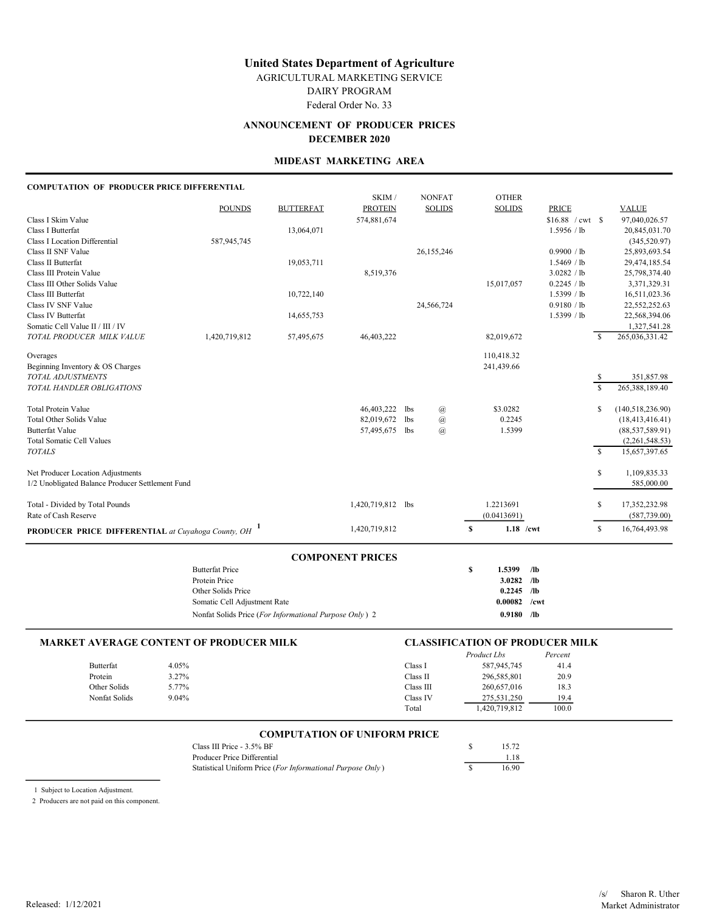# United States Department of Agriculture

AGRICULTURAL MARKETING SERVICE

DAIRY PROGRAM

Federal Order No. 33

## ANNOUNCEMENT OF PRODUCER PRICES
## DECEMBER 2020

### MIDEAST MARKETING AREA

**COMPUTATION OF PRODUCER PRICE DIFFERENTIAL**

| | POUNDS | BUTTERFAT | SKIM / PROTEIN | NONFAT SOLIDS | OTHER SOLIDS | PRICE | VALUE |
|---|---|---|---|---|---|---|---|
| Class I Skim Value | | | 574,881,674 | | | $16.88 / cwt | $ 97,040,026.57 |
| Class I Butterfat | | 13,064,071 | | | | 1.5956 / lb | 20,845,031.70 |
| Class I Location Differential | 587,945,745 | | | | | | (345,520.97) |
| Class II SNF Value | | | | 26,155,246 | | 0.9900 / lb | 25,893,693.54 |
| Class II Butterfat | | 19,053,711 | | | | 1.5469 / lb | 29,474,185.54 |
| Class III Protein Value | | | 8,519,376 | | | 3.0282 / lb | 25,798,374.40 |
| Class III Other Solids Value | | | | | 15,017,057 | 0.2245 / lb | 3,371,329.31 |
| Class III Butterfat | | 10,722,140 | | | | 1.5399 / lb | 16,511,023.36 |
| Class IV SNF Value | | | | 24,566,724 | | 0.9180 / lb | 22,552,252.63 |
| Class IV Butterfat | | 14,655,753 | | | | 1.5399 / lb | 22,568,394.06 |
| Somatic Cell Value II / III / IV | | | | | | | 1,327,541.28 |
| *TOTAL PRODUCER MILK VALUE* | 1,420,719,812 | 57,495,675 | 46,403,222 | | 82,019,672 | | $ 265,036,331.42 |
| Overages | | | | | 110,418.32 | | |
| Beginning Inventory & OS Charges | | | | | 241,439.66 | | |
| *TOTAL ADJUSTMENTS* | | | | | | | $ 351,857.98 |
| *TOTAL HANDLER OBLIGATIONS* | | | | | | | $ 265,388,189.40 |
| Total Protein Value | | | 46,403,222 lbs | @ | $3.0282 | | $ (140,518,236.90) |
| Total Other Solids Value | | | 82,019,672 lbs | @ | 0.2245 | | (18,413,416.41) |
| Butterfat Value | | | 57,495,675 lbs | @ | 1.5399 | | (88,537,589.91) |
| Total Somatic Cell Values | | | | | | | (2,261,548.53) |
| *TOTALS* | | | | | | | $ 15,657,397.65 |
| Net Producer Location Adjustments | | | | | | | $ 1,109,835.33 |
| 1/2 Unobligated Balance Producer Settlement Fund | | | | | | | 585,000.00 |
| Total - Divided by Total Pounds | | | 1,420,719,812 lbs | | 1.2213691 | | $ 17,352,232.98 |
| Rate of Cash Reserve | | | | | (0.0413691) | | (587,739.00) |
| **PRODUCER PRICE DIFFERENTIAL** *at Cuyahoga County, OH* [1] | | | 1,420,719,812 | | **$ 1.18 /cwt** | | $ 16,764,493.98 |

### COMPONENT PRICES

| | |
|---|---|
| Butterfat Price | **$ 1.5399 /lb** |
| Protein Price | **3.0282 /lb** |
| Other Solids Price | **0.2245 /lb** |
| Somatic Cell Adjustment Rate | **0.00082 /cwt** |
| Nonfat Solids Price (*For Informational Purpose Only*) 2 | **0.9180 /lb** |

### MARKET AVERAGE CONTENT OF PRODUCER MILK

| | |
|---|---|
| Butterfat | 4.05% |
| Protein | 3.27% |
| Other Solids | 5.77% |
| Nonfat Solids | 9.04% |

### CLASSIFICATION OF PRODUCER MILK

| | *Product Lbs* | *Percent* |
|---|---|---|
| Class I | 587,945,745 | 41.4 |
| Class II | 296,585,801 | 20.9 |
| Class III | 260,657,016 | 18.3 |
| Class IV | 275,531,250 | 19.4 |
| Total | 1,420,719,812 | 100.0 |

### COMPUTATION OF UNIFORM PRICE

| | |
|---|---|
| Class III Price - 3.5% BF | $ 15.72 |
| Producer Price Differential | 1.18 |
| Statistical Uniform Price (*For Informational Purpose Only*) | $ 16.90 |

1 Subject to Location Adjustment.

2 Producers are not paid on this component.

Released: 1/12/2021

/s/ Sharon R. Uther
Market Administrator